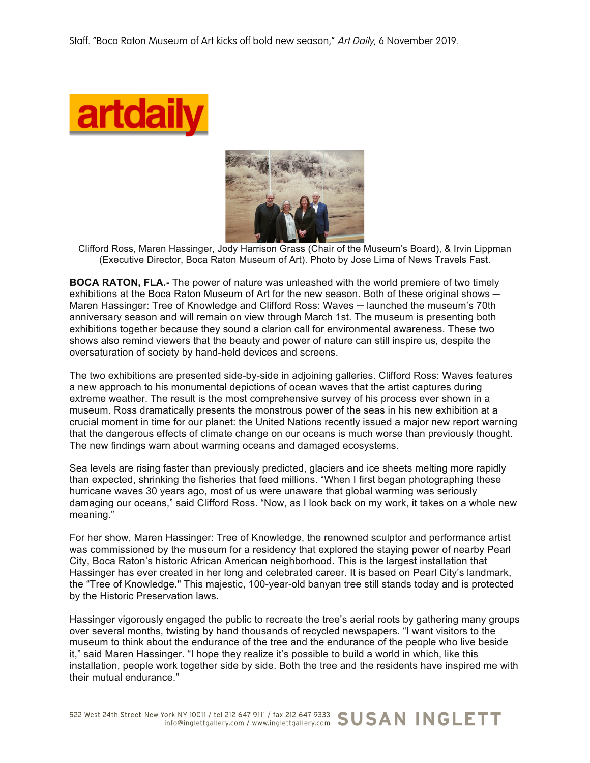Staff. "Boca Raton Museum of Art kicks off bold new season," *Art Daily*, 6 November 2019.

artdaily

Clifford Ross, Maren Hassinger, Jody Harrison Grass (Chair of the Museum's Board), & Irvin Lippman (Executive Director, Boca Raton Museum of Art). Photo by Jose Lima of News Travels Fast.

**BOCA RATON, FLA.-** The power of nature was unleashed with the world premiere of two timely exhibitions at the Boca Raton Museum of Art for the new season. Both of these original shows — Maren Hassinger: Tree of Knowledge and Clifford Ross: Waves — launched the museum's 70th anniversary season and will remain on view through March 1st. The museum is presenting both exhibitions together because they sound a clarion call for environmental awareness. These two shows also remind viewers that the beauty and power of nature can still inspire us, despite the oversaturation of society by hand-held devices and screens.

The two exhibitions are presented side-by-side in adjoining galleries. Clifford Ross: Waves features a new approach to his monumental depictions of ocean waves that the artist captures during extreme weather. The result is the most comprehensive survey of his process ever shown in a museum. Ross dramatically presents the monstrous power of the seas in his new exhibition at a crucial moment in time for our planet: the United Nations recently issued a major new report warning that the dangerous effects of climate change on our oceans is much worse than previously thought. The new findings warn about warming oceans and damaged ecosystems.

Sea levels are rising faster than previously predicted, glaciers and ice sheets melting more rapidly than expected, shrinking the fisheries that feed millions. "When I first began photographing these hurricane waves 30 years ago, most of us were unaware that global warming was seriously damaging our oceans," said Clifford Ross. "Now, as I look back on my work, it takes on a whole new meaning."

For her show, Maren Hassinger: Tree of Knowledge, the renowned sculptor and performance artist was commissioned by the museum for a residency that explored the staying power of nearby Pearl City, Boca Raton's historic African American neighborhood. This is the largest installation that Hassinger has ever created in her long and celebrated career. It is based on Pearl City's landmark, the "Tree of Knowledge." This majestic, 100-year-old banyan tree still stands today and is protected by the Historic Preservation laws.

Hassinger vigorously engaged the public to recreate the tree's aerial roots by gathering many groups over several months, twisting by hand thousands of recycled newspapers. "I want visitors to the museum to think about the endurance of the tree and the endurance of the people who live beside it," said Maren Hassinger. "I hope they realize it's possible to build a world in which, like this installation, people work together side by side. Both the tree and the residents have inspired me with their mutual endurance."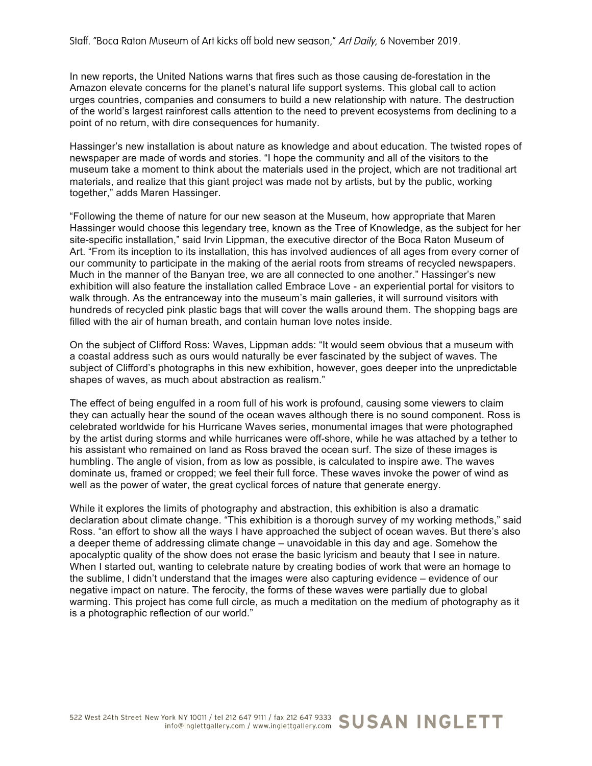In new reports, the United Nations warns that fires such as those causing de-forestation in the Amazon elevate concerns for the planet's natural life support systems. This global call to action urges countries, companies and consumers to build a new relationship with nature. The destruction of the world's largest rainforest calls attention to the need to prevent ecosystems from declining to a point of no return, with dire consequences for humanity.

Hassinger's new installation is about nature as knowledge and about education. The twisted ropes of newspaper are made of words and stories. "I hope the community and all of the visitors to the museum take a moment to think about the materials used in the project, which are not traditional art materials, and realize that this giant project was made not by artists, but by the public, working together," adds Maren Hassinger.

"Following the theme of nature for our new season at the Museum, how appropriate that Maren Hassinger would choose this legendary tree, known as the Tree of Knowledge, as the subject for her site-specific installation," said Irvin Lippman, the executive director of the Boca Raton Museum of Art. "From its inception to its installation, this has involved audiences of all ages from every corner of our community to participate in the making of the aerial roots from streams of recycled newspapers. Much in the manner of the Banyan tree, we are all connected to one another." Hassinger's new exhibition will also feature the installation called Embrace Love - an experiential portal for visitors to walk through. As the entranceway into the museum's main galleries, it will surround visitors with hundreds of recycled pink plastic bags that will cover the walls around them. The shopping bags are filled with the air of human breath, and contain human love notes inside.

On the subject of Clifford Ross: Waves, Lippman adds: "It would seem obvious that a museum with a coastal address such as ours would naturally be ever fascinated by the subject of waves. The subject of Clifford's photographs in this new exhibition, however, goes deeper into the unpredictable shapes of waves, as much about abstraction as realism."

The effect of being engulfed in a room full of his work is profound, causing some viewers to claim they can actually hear the sound of the ocean waves although there is no sound component. Ross is celebrated worldwide for his Hurricane Waves series, monumental images that were photographed by the artist during storms and while hurricanes were off-shore, while he was attached by a tether to his assistant who remained on land as Ross braved the ocean surf. The size of these images is humbling. The angle of vision, from as low as possible, is calculated to inspire awe. The waves dominate us, framed or cropped; we feel their full force. These waves invoke the power of wind as well as the power of water, the great cyclical forces of nature that generate energy.

While it explores the limits of photography and abstraction, this exhibition is also a dramatic declaration about climate change. "This exhibition is a thorough survey of my working methods," said Ross. "an effort to show all the ways I have approached the subject of ocean waves. But there's also a deeper theme of addressing climate change – unavoidable in this day and age. Somehow the apocalyptic quality of the show does not erase the basic lyricism and beauty that I see in nature. When I started out, wanting to celebrate nature by creating bodies of work that were an homage to the sublime, I didn't understand that the images were also capturing evidence – evidence of our negative impact on nature. The ferocity, the forms of these waves were partially due to global warming. This project has come full circle, as much a meditation on the medium of photography as it is a photographic reflection of our world."